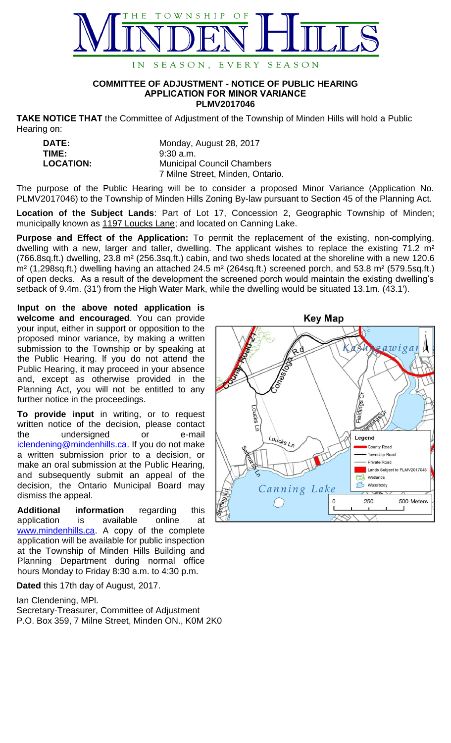THE TOWNSHIP OF MINDEN HILLS

IN SEASON, EVERY SEASON

## COMMITTEE OF ADJUSTMENT - NOTICE OF PUBLIC HEARING
## APPLICATION FOR MINOR VARIANCE
## PLMV2017046

**TAKE NOTICE THAT** the Committee of Adjustment of the Township of Minden Hills will hold a Public Hearing on:

| | |
|---|---|
| **DATE:** | Monday, August 28, 2017 |
| **TIME:** | 9:30 a.m. |
| **LOCATION:** | Municipal Council Chambers<br>7 Milne Street, Minden, Ontario. |

The purpose of the Public Hearing will be to consider a proposed Minor Variance (Application No. PLMV2017046) to the Township of Minden Hills Zoning By-law pursuant to Section 45 of the Planning Act.

**Location of the Subject Lands**: Part of Lot 17, Concession 2, Geographic Township of Minden; municipally known as 1197 Loucks Lane; and located on Canning Lake.

**Purpose and Effect of the Application:** To permit the replacement of the existing, non-complying, dwelling with a new, larger and taller, dwelling. The applicant wishes to replace the existing 71.2 m² (766.8sq.ft.) dwelling, 23.8 m² (256.3sq.ft.) cabin, and two sheds located at the shoreline with a new 120.6 m² (1,298sq.ft.) dwelling having an attached 24.5 m² (264sq.ft.) screened porch, and 53.8 m² (579.5sq.ft.) of open decks. As a result of the development the screened porch would maintain the existing dwelling's setback of 9.4m. (31') from the High Water Mark, while the dwelling would be situated 13.1m. (43.1').

**Input on the above noted application is welcome and encouraged**. You can provide your input, either in support or opposition to the proposed minor variance, by making a written submission to the Township or by speaking at the Public Hearing. If you do not attend the Public Hearing, it may proceed in your absence and, except as otherwise provided in the Planning Act, you will not be entitled to any further notice in the proceedings.

**To provide input** in writing, or to request written notice of the decision, please contact the undersigned or e-mail iclendening@mindenhills.ca. If you do not make a written submission prior to a decision, or make an oral submission at the Public Hearing, and subsequently submit an appeal of the decision, the Ontario Municipal Board may dismiss the appeal.

**Additional information** regarding this application is available online at www.mindenhills.ca. A copy of the complete application will be available for public inspection at the Township of Minden Hills Building and Planning Department during normal office hours Monday to Friday 8:30 a.m. to 4:30 p.m.

**Key Map**

Legend: County Road; Township Road; Private Road; Lands Subject to PLMV2017046; Wetlands; Waterbody

0 250 500 Meters

**Dated** this 17th day of August, 2017.

Ian Clendening, MPl.
Secretary-Treasurer, Committee of Adjustment
P.O. Box 359, 7 Milne Street, Minden ON., K0M 2K0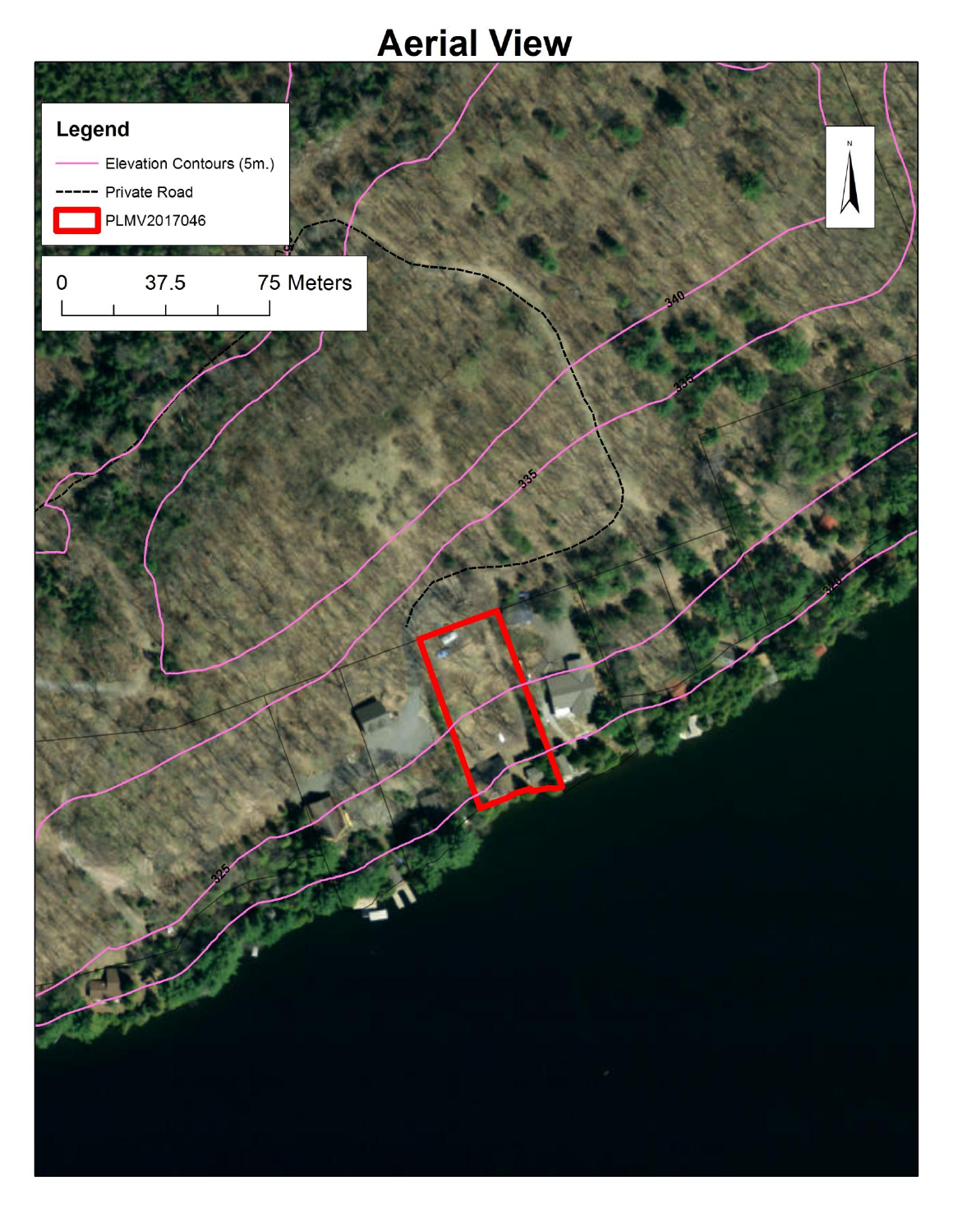# Aerial View

**Legend**

- Elevation Contours (5m.)
- Private Road
- PLMV2017046

0 37.5 75 Meters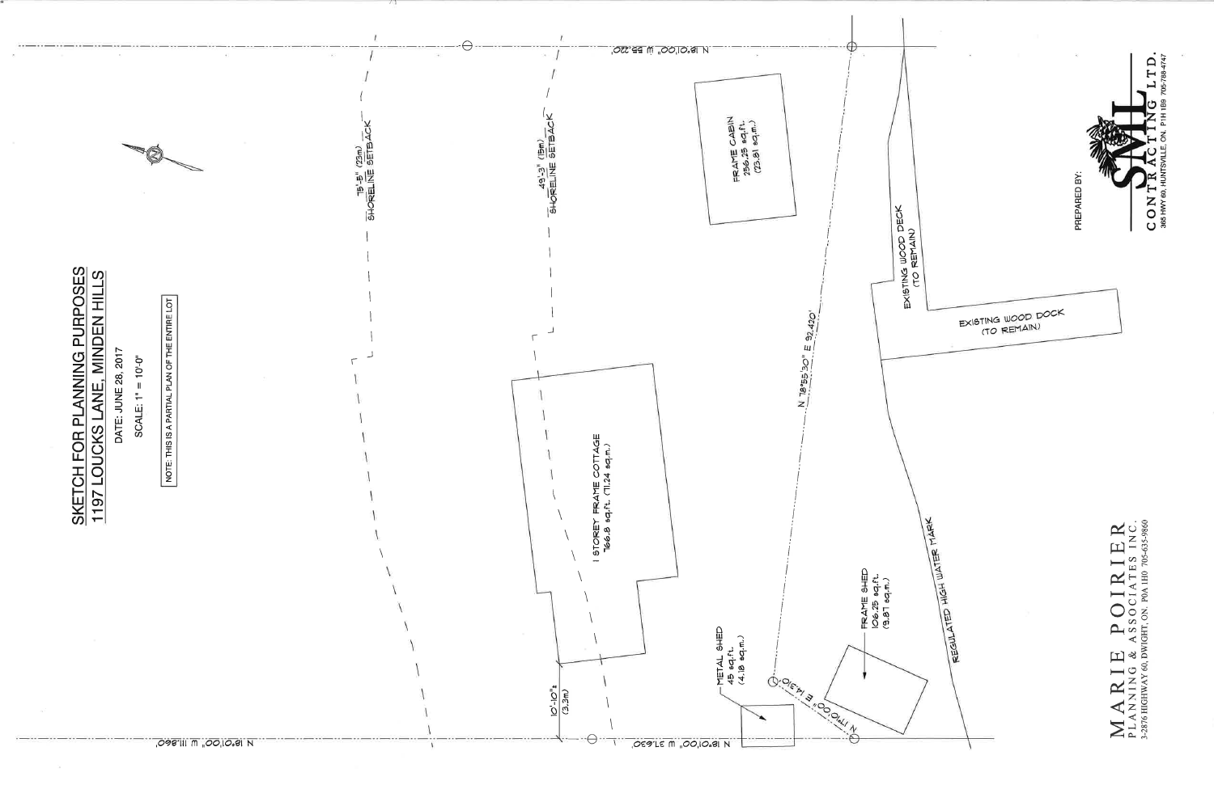# SKETCH FOR PLANNING PURPOSES
# 1197 LOUCKS LANE, MINDEN HILLS

DATE: JUNE 28, 2017

SCALE: 1" = 10'-0"

NOTE: THIS IS A PARTIAL PLAN OF THE ENTIRE LOT

N

75'-5" (23m) SHORELINE SETBACK

49'-3" (15m) SHORELINE SETBACK

N 18°01'00" W 55.220'

FRAME CABIN 256.25 sq.ft. (23.81 sq.m.)

EXISTING WOOD DECK (TO REMAIN)

EXISTING WOOD DOCK (TO REMAIN)

N 78°55'30" E 92.420'

1 STOREY FRAME COTTAGE 766.8 sq.ft. (71.24 sq.m.)

REGULATED HIGH WATER MARK

10'-10"± (3.3m)

METAL SHED 45 sq.ft. (4.18 sq.m.)

FRAME SHED 106.25 sq.ft. (9.87 sq.m.)

N 17°10'00" E 14.310'

N 18°01'00" W 111.860'

N 18°01'00" W 37.630'

PREPARED BY:

SML CONTRACTING LTD.
385 HWY 60, HUNTSVILLE, ON. P1H 1B9 705-788-4747

MARIE POIRIER
PLANNING & ASSOCIATES INC.
3-2876 HIGHWAY 60, DWIGHT, ON. P0A 1H0 705-635-9860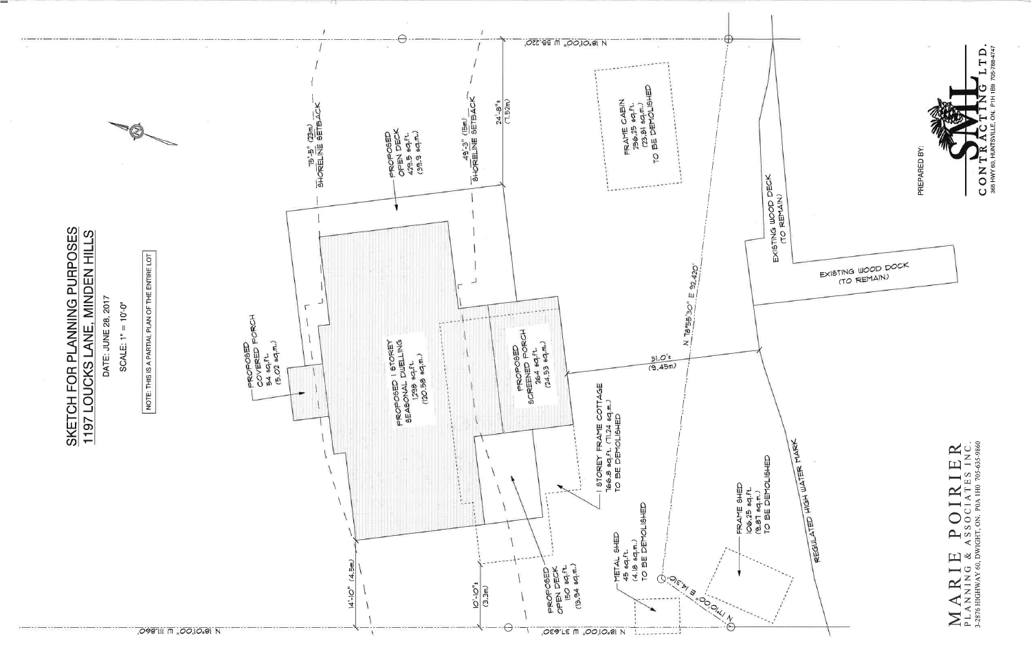# SKETCH FOR PLANNING PURPOSES
# 1197 LOUCKS LANE, MINDEN HILLS

DATE: JUNE 28, 2017

SCALE: 1" = 10'-0"

NOTE: THIS IS A PARTIAL PLAN OF THE ENTIRE LOT

PROPOSED COVERED PORCH
54 sq.ft.
(5.02 sq.m.)

PROPOSED 1 STOREY SEASONAL DWELLING
1,298 sq.ft.
(120.58 sq.m.)

PROPOSED SCREENED PORCH
264 sq.ft.
(24.53 sq.m.)

PROPOSED OPEN DECK
429.5 sq.ft.
(39.9 sq.m.)

PROPOSED OPEN DECK
150 sq.ft.
(13.94 sq.m.)

1 STOREY FRAME COTTAGE
766.8 sq.ft. (71.24 sq.m.)
TO BE DEMOLISHED

FRAME CABIN
256.25 sq.ft.
(23.81 sq.m.)
TO BE DEMOLISHED

METAL SHED
45 sq.ft.
(4.18 sq.m.)
TO BE DEMOLISHED

FRAME SHED
106.25 sq.ft.
(9.87 sq.m.)
TO BE DEMOLISHED

EXISTING WOOD DECK
(TO REMAIN)

EXISTING WOOD DOCK
(TO REMAIN)

REGULATED HIGH WATER MARK

75'-5" (23m)
SHORELINE SETBACK

49'-3" (15m)
SHORELINE SETBACK

24'-8"± (7.52m)

31.0'± (9.45m)

14'-10" (4.5m)

10'-10"± (3.3m)

N 18°01'00" W 55.220'

N 18°01'00" W 111.860'

N 18°01'00" W 37.630'

N 78°55'30" E 92.420'

N 17°00'00" E 14.30'

PREPARED BY:

SML CONTRACTING LTD.
365 HWY 60, HUNTSVILLE, ON. P1H 1B9 705-788-4747

MARIE POIRIER
PLANNING & ASSOCIATES INC.
3-2876 HIGHWAY 60, DWIGHT, ON. P0A 1H0 705-635-9860